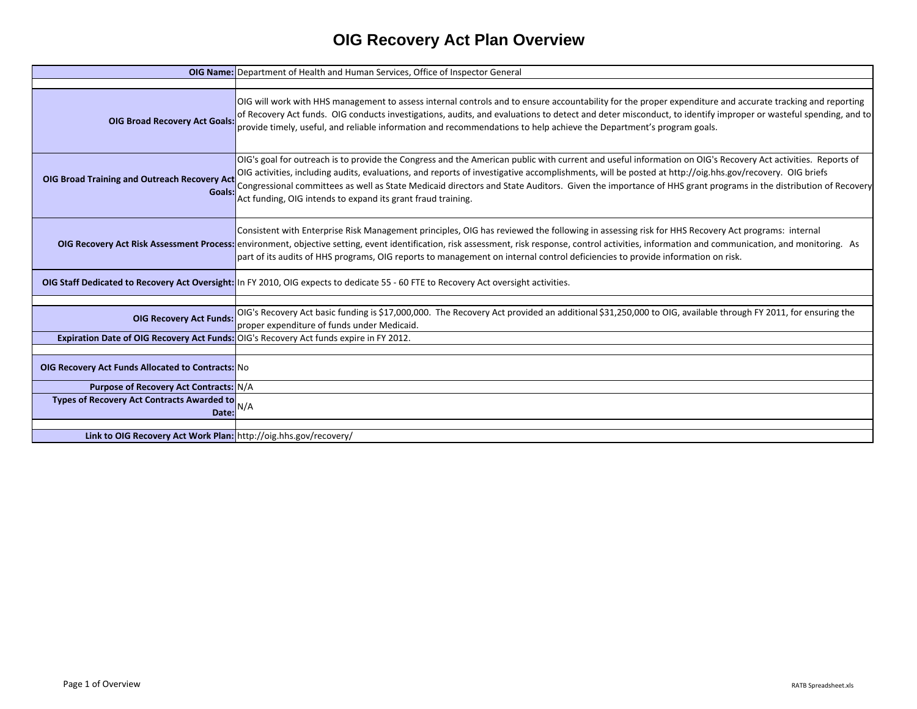# OIG Recovery Act Plan Overview

| | |
|---|---|
| **OIG Name:** | Department of Health and Human Services, Office of Inspector General |
| | |
| **OIG Broad Recovery Act Goals:** | OIG will work with HHS management to assess internal controls and to ensure accountability for the proper expenditure and accurate tracking and reporting of Recovery Act funds. OIG conducts investigations, audits, and evaluations to detect and deter misconduct, to identify improper or wasteful spending, and to provide timely, useful, and reliable information and recommendations to help achieve the Department's program goals. |
| **OIG Broad Training and Outreach Recovery Act Goals:** | OIG's goal for outreach is to provide the Congress and the American public with current and useful information on OIG's Recovery Act activities. Reports of OIG activities, including audits, evaluations, and reports of investigative accomplishments, will be posted at http://oig.hhs.gov/recovery. OIG briefs Congressional committees as well as State Medicaid directors and State Auditors. Given the importance of HHS grant programs in the distribution of Recovery Act funding, OIG intends to expand its grant fraud training. |
| **OIG Recovery Act Risk Assessment Process:** | Consistent with Enterprise Risk Management principles, OIG has reviewed the following in assessing risk for HHS Recovery Act programs: internal environment, objective setting, event identification, risk assessment, risk response, control activities, information and communication, and monitoring. As part of its audits of HHS programs, OIG reports to management on internal control deficiencies to provide information on risk. |
| **OIG Staff Dedicated to Recovery Act Oversight:** | In FY 2010, OIG expects to dedicate 55 - 60 FTE to Recovery Act oversight activities. |
| | |
| **OIG Recovery Act Funds:** | OIG's Recovery Act basic funding is $17,000,000. The Recovery Act provided an additional $31,250,000 to OIG, available through FY 2011, for ensuring the proper expenditure of funds under Medicaid. |
| **Expiration Date of OIG Recovery Act Funds:** | OIG's Recovery Act funds expire in FY 2012. |
| | |
| **OIG Recovery Act Funds Allocated to Contracts:** | No |
| **Purpose of Recovery Act Contracts:** | N/A |
| **Types of Recovery Act Contracts Awarded to Date:** | N/A |
| | |
| **Link to OIG Recovery Act Work Plan:** | http://oig.hhs.gov/recovery/ |

RATB Spreadsheet.xls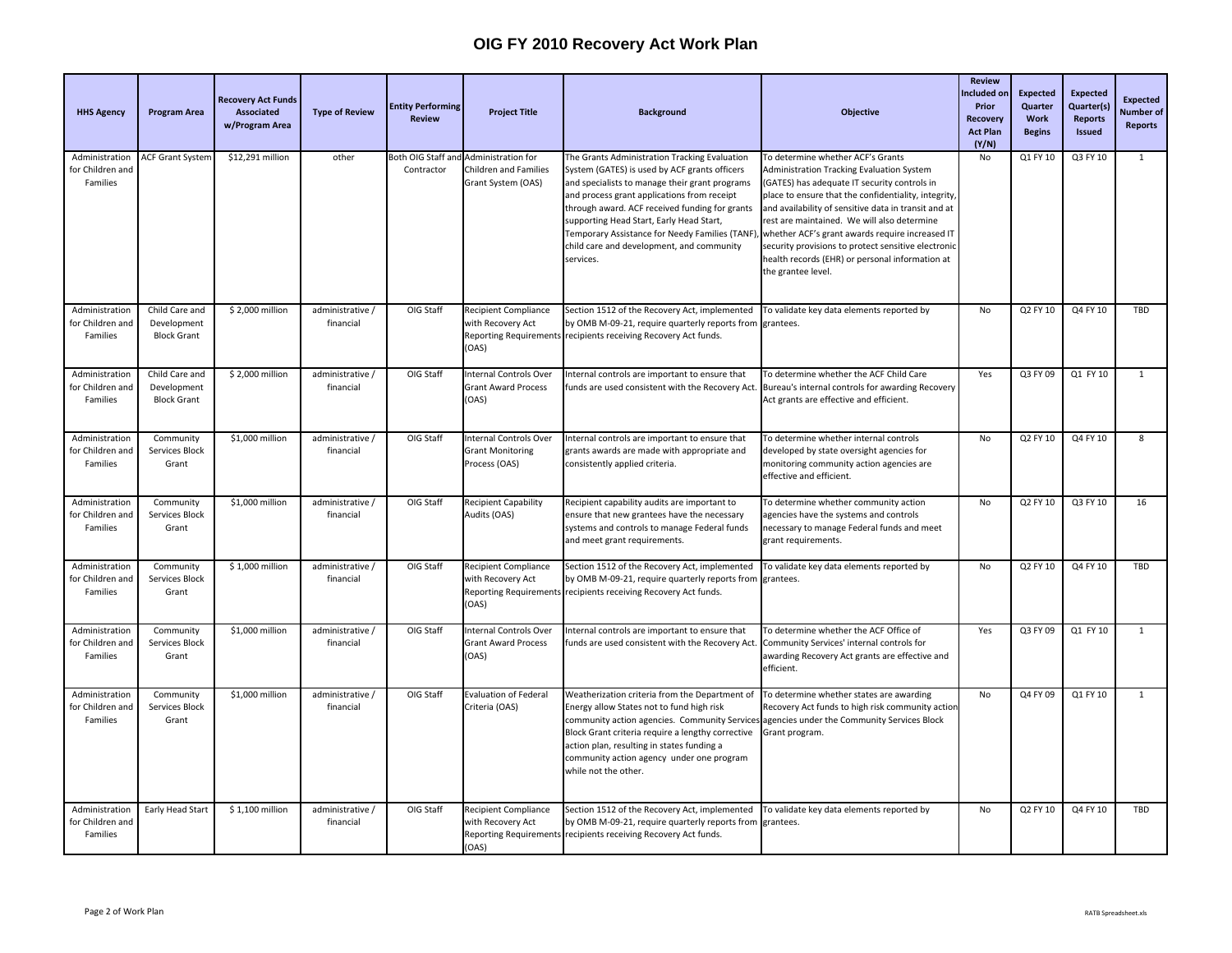# OIG FY 2010 Recovery Act Work Plan

| HHS Agency | Program Area | Recovery Act Funds Associated w/Program Area | Type of Review | Entity Performing Review | Project Title | Background | Objective | Review Included on Prior Recovery Act Plan (Y/N) | Expected Quarter Work Begins | Expected Quarter(s) Reports Issued | Expected Number of Reports |
|---|---|---|---|---|---|---|---|---|---|---|---|
| Administration for Children and Families | ACF Grant System | $12,291 million | other | Both OIG Staff and Contractor | Administration for Children and Families Grant System (OAS) | The Grants Administration Tracking Evaluation System (GATES) is used by ACF grants officers and specialists to manage their grant programs and process grant applications from receipt through award. ACF received funding for grants supporting Head Start, Early Head Start, Temporary Assistance for Needy Families (TANF), child care and development, and community services. | To determine whether ACF's Grants Administration Tracking Evaluation System (GATES) has adequate IT security controls in place to ensure that the confidentiality, integrity, and availability of sensitive data in transit and at rest are maintained. We will also determine whether ACF's grant awards require increased IT security provisions to protect sensitive electronic health records (EHR) or personal information at the grantee level. | No | Q1 FY 10 | Q3 FY 10 | 1 |
| Administration for Children and Families | Child Care and Development Block Grant | $ 2,000 million | administrative / financial | OIG Staff | Recipient Compliance with Recovery Act Reporting Requirements (OAS) | Section 1512 of the Recovery Act, implemented by OMB M-09-21, require quarterly reports from recipients receiving Recovery Act funds. | To validate key data elements reported by grantees. | No | Q2 FY 10 | Q4 FY 10 | TBD |
| Administration for Children and Families | Child Care and Development Block Grant | $ 2,000 million | administrative / financial | OIG Staff | Internal Controls Over Grant Award Process (OAS) | Internal controls are important to ensure that funds are used consistent with the Recovery Act. | To determine whether the ACF Child Care Bureau's internal controls for awarding Recovery Act grants are effective and efficient. | Yes | Q3 FY 09 | Q1 FY 10 | 1 |
| Administration for Children and Families | Community Services Block Grant | $1,000 million | administrative / financial | OIG Staff | Internal Controls Over Grant Monitoring Process (OAS) | Internal controls are important to ensure that grants awards are made with appropriate and consistently applied criteria. | To determine whether internal controls developed by state oversight agencies for monitoring community action agencies are effective and efficient. | No | Q2 FY 10 | Q4 FY 10 | 8 |
| Administration for Children and Families | Community Services Block Grant | $1,000 million | administrative / financial | OIG Staff | Recipient Capability Audits (OAS) | Recipient capability audits are important to ensure that new grantees have the necessary systems and controls to manage Federal funds and meet grant requirements. | To determine whether community action agencies have the systems and controls necessary to manage Federal funds and meet grant requirements. | No | Q2 FY 10 | Q3 FY 10 | 16 |
| Administration for Children and Families | Community Services Block Grant | $ 1,000 million | administrative / financial | OIG Staff | Recipient Compliance with Recovery Act Reporting Requirements (OAS) | Section 1512 of the Recovery Act, implemented by OMB M-09-21, require quarterly reports from recipients receiving Recovery Act funds. | To validate key data elements reported by grantees. | No | Q2 FY 10 | Q4 FY 10 | TBD |
| Administration for Children and Families | Community Services Block Grant | $1,000 million | administrative / financial | OIG Staff | Internal Controls Over Grant Award Process (OAS) | Internal controls are important to ensure that funds are used consistent with the Recovery Act. | To determine whether the ACF Office of Community Services' internal controls for awarding Recovery Act grants are effective and efficient. | Yes | Q3 FY 09 | Q1 FY 10 | 1 |
| Administration for Children and Families | Community Services Block Grant | $1,000 million | administrative / financial | OIG Staff | Evaluation of Federal Criteria (OAS) | Weatherization criteria from the Department of Energy allow States not to fund high risk community action agencies. Community Services Block Grant criteria require a lengthy corrective action plan, resulting in states funding a community action agency under one program while not the other. | To determine whether states are awarding Recovery Act funds to high risk community action agencies under the Community Services Block Grant program. | No | Q4 FY 09 | Q1 FY 10 | 1 |
| Administration for Children and Families | Early Head Start | $ 1,100 million | administrative / financial | OIG Staff | Recipient Compliance with Recovery Act Reporting Requirements (OAS) | Section 1512 of the Recovery Act, implemented by OMB M-09-21, require quarterly reports from recipients receiving Recovery Act funds. | To validate key data elements reported by grantees. | No | Q2 FY 10 | Q4 FY 10 | TBD |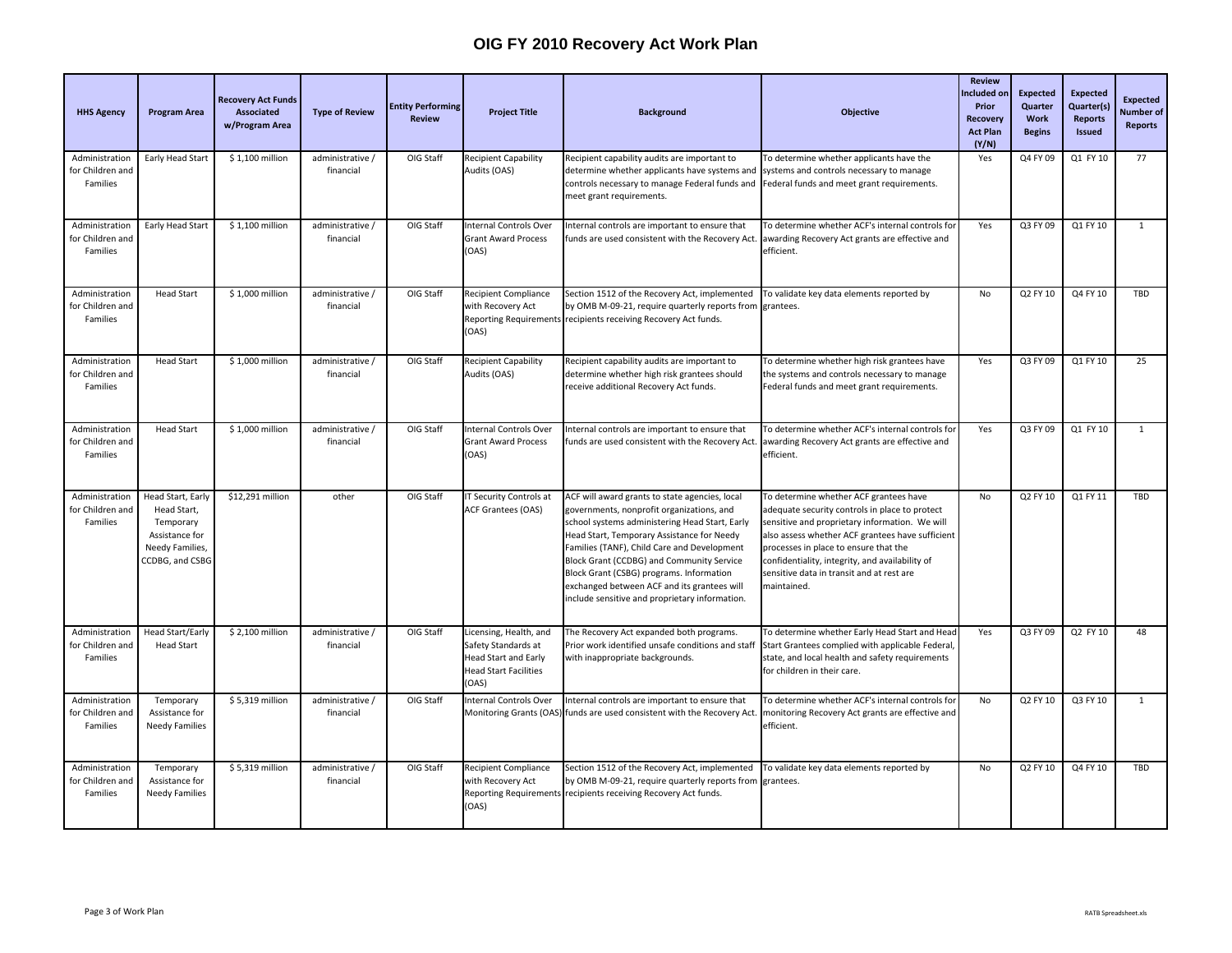# OIG FY 2010 Recovery Act Work Plan

| HHS Agency | Program Area | Recovery Act Funds Associated w/Program Area | Type of Review | Entity Performing Review | Project Title | Background | Objective | Review Included on Prior Recovery Act Plan (Y/N) | Expected Quarter Work Begins | Expected Quarter(s) Reports Issued | Expected Number of Reports |
|---|---|---|---|---|---|---|---|---|---|---|---|
| Administration for Children and Families | Early Head Start | $ 1,100 million | administrative / financial | OIG Staff | Recipient Capability Audits (OAS) | Recipient capability audits are important to determine whether applicants have systems and controls necessary to manage Federal funds and meet grant requirements. | To determine whether applicants have the systems and controls necessary to manage Federal funds and meet grant requirements. | Yes | Q4 FY 09 | Q1 FY 10 | 77 |
| Administration for Children and Families | Early Head Start | $ 1,100 million | administrative / financial | OIG Staff | Internal Controls Over Grant Award Process (OAS) | Internal controls are important to ensure that funds are used consistent with the Recovery Act. | To determine whether ACF's internal controls for awarding Recovery Act grants are effective and efficient. | Yes | Q3 FY 09 | Q1 FY 10 | 1 |
| Administration for Children and Families | Head Start | $ 1,000 million | administrative / financial | OIG Staff | Recipient Compliance with Recovery Act Reporting Requirements (OAS) | Section 1512 of the Recovery Act, implemented by OMB M-09-21, require quarterly reports from recipients receiving Recovery Act funds. | To validate key data elements reported by grantees. | No | Q2 FY 10 | Q4 FY 10 | TBD |
| Administration for Children and Families | Head Start | $ 1,000 million | administrative / financial | OIG Staff | Recipient Capability Audits (OAS) | Recipient capability audits are important to determine whether high risk grantees should receive additional Recovery Act funds. | To determine whether high risk grantees have the systems and controls necessary to manage Federal funds and meet grant requirements. | Yes | Q3 FY 09 | Q1 FY 10 | 25 |
| Administration for Children and Families | Head Start | $ 1,000 million | administrative / financial | OIG Staff | Internal Controls Over Grant Award Process (OAS) | Internal controls are important to ensure that funds are used consistent with the Recovery Act. | To determine whether ACF's internal controls for awarding Recovery Act grants are effective and efficient. | Yes | Q3 FY 09 | Q1 FY 10 | 1 |
| Administration for Children and Families | Head Start, Early Head Start, Temporary Assistance for Needy Families, CCDBG, and CSBG | $12,291 million | other | OIG Staff | IT Security Controls at ACF Grantees (OAS) | ACF will award grants to state agencies, local governments, nonprofit organizations, and school systems administering Head Start, Early Head Start, Temporary Assistance for Needy Families (TANF), Child Care and Development Block Grant (CCDBG) and Community Service Block Grant (CSBG) programs. Information exchanged between ACF and its grantees will include sensitive and proprietary information. | To determine whether ACF grantees have adequate security controls in place to protect sensitive and proprietary information. We will also assess whether ACF grantees have sufficient processes in place to ensure that the confidentiality, integrity, and availability of sensitive data in transit and at rest are maintained. | No | Q2 FY 10 | Q1 FY 11 | TBD |
| Administration for Children and Families | Head Start/Early Head Start | $ 2,100 million | administrative / financial | OIG Staff | Licensing, Health, and Safety Standards at Head Start and Early Head Start Facilities (OAS) | The Recovery Act expanded both programs. Prior work identified unsafe conditions and staff with inappropriate backgrounds. | To determine whether Early Head Start and Head Start Grantees complied with applicable Federal, state, and local health and safety requirements for children in their care. | Yes | Q3 FY 09 | Q2 FY 10 | 48 |
| Administration for Children and Families | Temporary Assistance for Needy Families | $ 5,319 million | administrative / financial | OIG Staff | Internal Controls Over Monitoring Grants (OAS) | Internal controls are important to ensure that funds are used consistent with the Recovery Act. | To determine whether ACF's internal controls for monitoring Recovery Act grants are effective and efficient. | No | Q2 FY 10 | Q3 FY 10 | 1 |
| Administration for Children and Families | Temporary Assistance for Needy Families | $ 5,319 million | administrative / financial | OIG Staff | Recipient Compliance with Recovery Act Reporting Requirements (OAS) | Section 1512 of the Recovery Act, implemented by OMB M-09-21, require quarterly reports from recipients receiving Recovery Act funds. | To validate key data elements reported by grantees. | No | Q2 FY 10 | Q4 FY 10 | TBD |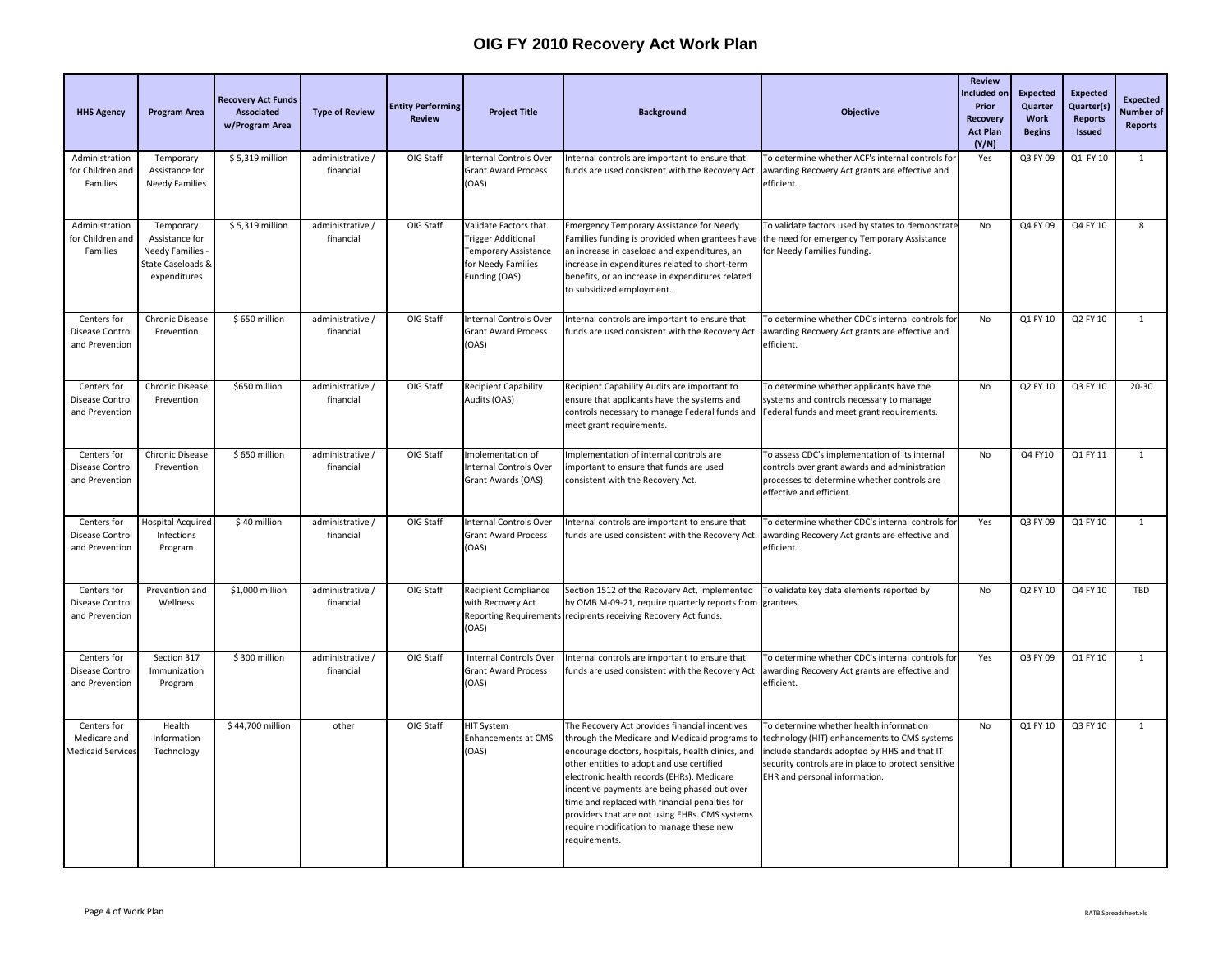# OIG FY 2010 Recovery Act Work Plan

| HHS Agency | Program Area | Recovery Act Funds Associated w/Program Area | Type of Review | Entity Performing Review | Project Title | Background | Objective | Review Included on Prior Recovery Act Plan (Y/N) | Expected Quarter Work Begins | Expected Quarter(s) Reports Issued | Expected Number of Reports |
|---|---|---|---|---|---|---|---|---|---|---|---|
| Administration for Children and Families | Temporary Assistance for Needy Families | $ 5,319 million | administrative / financial | OIG Staff | Internal Controls Over Grant Award Process (OAS) | Internal controls are important to ensure that funds are used consistent with the Recovery Act. | To determine whether ACF's internal controls for awarding Recovery Act grants are effective and efficient. | Yes | Q3 FY 09 | Q1 FY 10 | 1 |
| Administration for Children and Families | Temporary Assistance for Needy Families - State Caseloads & expenditures | $ 5,319 million | administrative / financial | OIG Staff | Validate Factors that Trigger Additional Temporary Assistance for Needy Families Funding (OAS) | Emergency Temporary Assistance for Needy Families funding is provided when grantees have an increase in caseload and expenditures, an increase in expenditures related to short-term benefits, or an increase in expenditures related to subsidized employment. | To validate factors used by states to demonstrate the need for emergency Temporary Assistance for Needy Families funding. | No | Q4 FY 09 | Q4 FY 10 | 8 |
| Centers for Disease Control and Prevention | Chronic Disease Prevention | $ 650 million | administrative / financial | OIG Staff | Internal Controls Over Grant Award Process (OAS) | Internal controls are important to ensure that funds are used consistent with the Recovery Act. | To determine whether CDC's internal controls for awarding Recovery Act grants are effective and efficient. | No | Q1 FY 10 | Q2 FY 10 | 1 |
| Centers for Disease Control and Prevention | Chronic Disease Prevention | $650 million | administrative / financial | OIG Staff | Recipient Capability Audits (OAS) | Recipient Capability Audits are important to ensure that applicants have the systems and controls necessary to manage Federal funds and meet grant requirements. | To determine whether applicants have the systems and controls necessary to manage Federal funds and meet grant requirements. | No | Q2 FY 10 | Q3 FY 10 | 20-30 |
| Centers for Disease Control and Prevention | Chronic Disease Prevention | $ 650 million | administrative / financial | OIG Staff | Implementation of Internal Controls Over Grant Awards (OAS) | Implementation of internal controls are important to ensure that funds are used consistent with the Recovery Act. | To assess CDC's implementation of its internal controls over grant awards and administration processes to determine whether controls are effective and efficient. | No | Q4 FY10 | Q1 FY 11 | 1 |
| Centers for Disease Control and Prevention | Hospital Acquired Infections Program | $ 40 million | administrative / financial | OIG Staff | Internal Controls Over Grant Award Process (OAS) | Internal controls are important to ensure that funds are used consistent with the Recovery Act. | To determine whether CDC's internal controls for awarding Recovery Act grants are effective and efficient. | Yes | Q3 FY 09 | Q1 FY 10 | 1 |
| Centers for Disease Control and Prevention | Prevention and Wellness | $1,000 million | administrative / financial | OIG Staff | Recipient Compliance with Recovery Act Reporting Requirements (OAS) | Section 1512 of the Recovery Act, implemented by OMB M-09-21, require quarterly reports from recipients receiving Recovery Act funds. | To validate key data elements reported by grantees. | No | Q2 FY 10 | Q4 FY 10 | TBD |
| Centers for Disease Control and Prevention | Section 317 Immunization Program | $ 300 million | administrative / financial | OIG Staff | Internal Controls Over Grant Award Process (OAS) | Internal controls are important to ensure that funds are used consistent with the Recovery Act. | To determine whether CDC's internal controls for awarding Recovery Act grants are effective and efficient. | Yes | Q3 FY 09 | Q1 FY 10 | 1 |
| Centers for Medicare and Medicaid Services | Health Information Technology | $ 44,700 million | other | OIG Staff | HIT System Enhancements at CMS (OAS) | The Recovery Act provides financial incentives through the Medicare and Medicaid programs to encourage doctors, hospitals, health clinics, and other entities to adopt and use certified electronic health records (EHRs). Medicare incentive payments are being phased out over time and replaced with financial penalties for providers that are not using EHRs. CMS systems require modification to manage these new requirements. | To determine whether health information technology (HIT) enhancements to CMS systems include standards adopted by HHS and that IT security controls are in place to protect sensitive EHR and personal information. | No | Q1 FY 10 | Q3 FY 10 | 1 |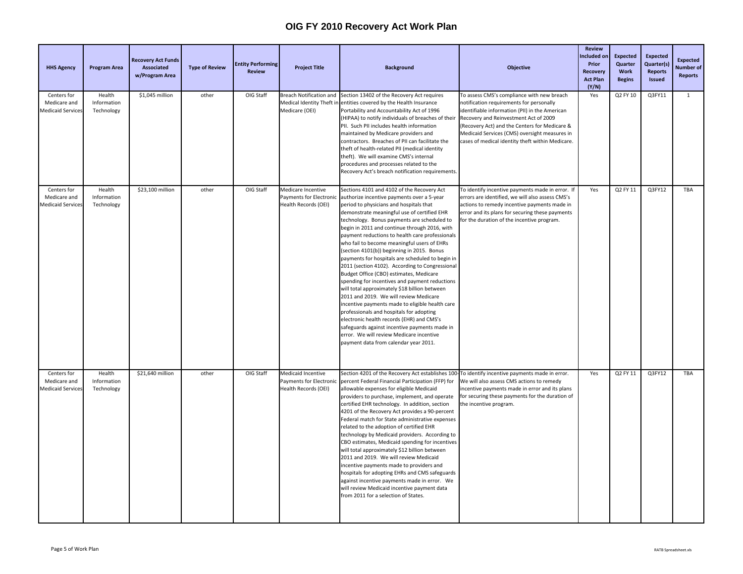# OIG FY 2010 Recovery Act Work Plan

| HHS Agency | Program Area | Recovery Act Funds Associated w/Program Area | Type of Review | Entity Performing Review | Project Title | Background | Objective | Review Included on Prior Recovery Act Plan (Y/N) | Expected Quarter Work Begins | Expected Quarter(s) Reports Issued | Expected Number of Reports |
|---|---|---|---|---|---|---|---|---|---|---|---|
| Centers for Medicare and Medicaid Services | Health Information Technology | $1,045 million | other | OIG Staff | Breach Notification and Medical Identity Theft in Medicare (OEI) | Section 13402 of the Recovery Act requires entities covered by the Health Insurance Portability and Accountability Act of 1996 (HIPAA) to notify individuals of breaches of their PII. Such PII includes health information maintained by Medicare providers and contractors. Breaches of PII can facilitate the theft of health-related PII (medical identity theft). We will examine CMS's internal procedures and processes related to the Recovery Act's breach notification requirements. | To assess CMS's compliance with new breach notification requirements for personally identifiable information (PII) in the American Recovery and Reinvestment Act of 2009 (Recovery Act) and the Centers for Medicare & Medicaid Services (CMS) oversight measures in cases of medical identity theft within Medicare. | Yes | Q2 FY 10 | Q3FY11 | 1 |
| Centers for Medicare and Medicaid Services | Health Information Technology | $23,100 million | other | OIG Staff | Medicare Incentive Payments for Electronic Health Records (OEI) | Sections 4101 and 4102 of the Recovery Act authorize incentive payments over a 5-year period to physicians and hospitals that demonstrate meaningful use of certified EHR technology. Bonus payments are scheduled to begin in 2011 and continue through 2016, with payment reductions to health care professionals who fail to become meaningful users of EHRs (section 4101(b)) beginning in 2015. Bonus payments for hospitals are scheduled to begin in 2011 (section 4102). According to Congressional Budget Office (CBO) estimates, Medicare spending for incentives and payment reductions will total approximately $18 billion between 2011 and 2019. We will review Medicare incentive payments made to eligible health care professionals and hospitals for adopting electronic health records (EHR) and CMS's safeguards against incentive payments made in error. We will review Medicare incentive payment data from calendar year 2011. | To identify incentive payments made in error. If errors are identified, we will also assess CMS's actions to remedy incentive payments made in error and its plans for securing these payments for the duration of the incentive program. | Yes | Q2 FY 11 | Q3FY12 | TBA |
| Centers for Medicare and Medicaid Services | Health Information Technology | $21,640 million | other | OIG Staff | Medicaid Incentive Payments for Electronic Health Records (OEI) | Section 4201 of the Recovery Act establishes 100-percent Federal Financial Participation (FFP) for allowable expenses for eligible Medicaid providers to purchase, implement, and operate certified EHR technology. In addition, section 4201 of the Recovery Act provides a 90-percent Federal match for State administrative expenses related to the adoption of certified EHR technology by Medicaid providers. According to CBO estimates, Medicaid spending for incentives will total approximately $12 billion between 2011 and 2019. We will review Medicaid incentive payments made to providers and hospitals for adopting EHRs and CMS safeguards against incentive payments made in error. We will review Medicaid incentive payment data from 2011 for a selection of States. | To identify incentive payments made in error. We will also assess CMS actions to remedy incentive payments made in error and its plans for securing these payments for the duration of the incentive program. | Yes | Q2 FY 11 | Q3FY12 | TBA |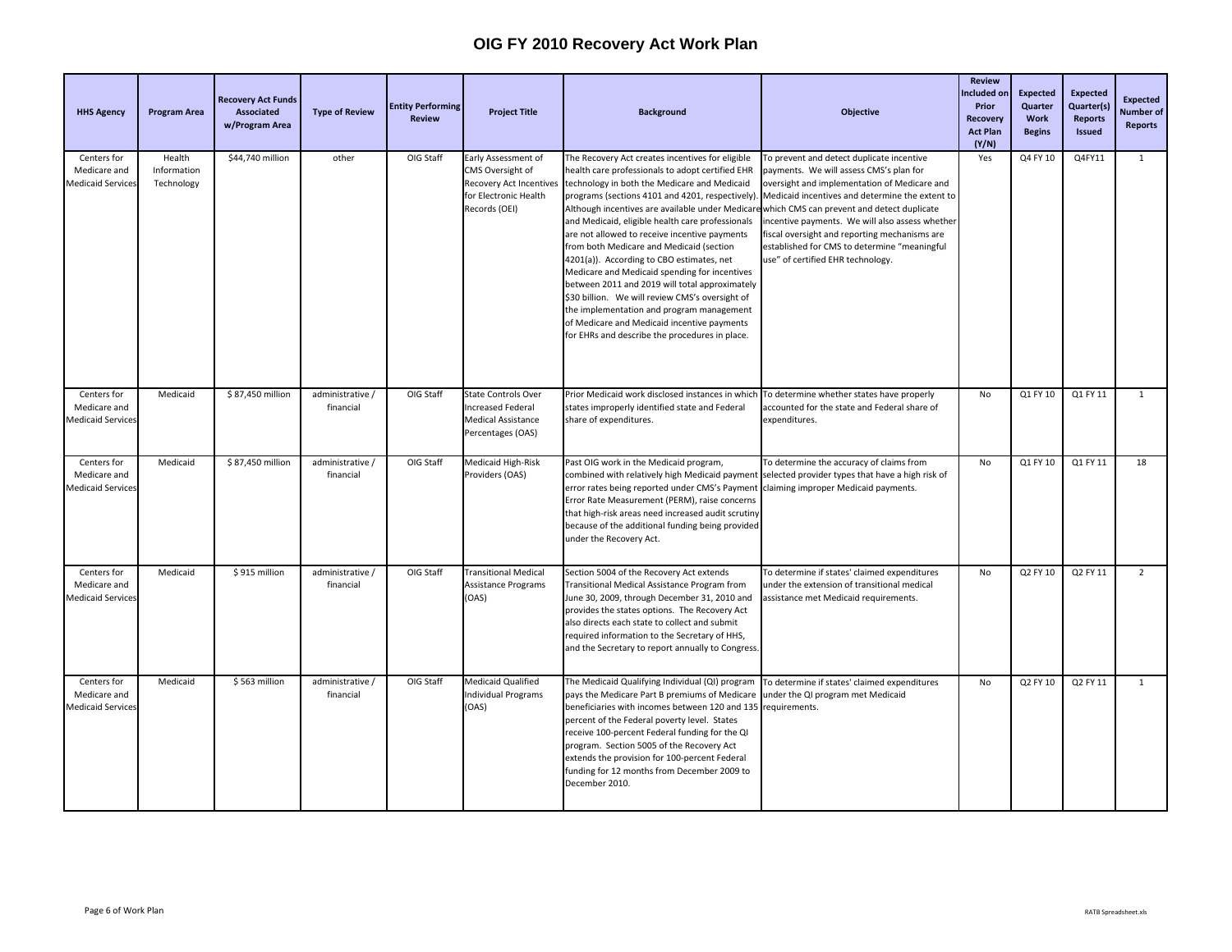# OIG FY 2010 Recovery Act Work Plan

| HHS Agency | Program Area | Recovery Act Funds Associated w/Program Area | Type of Review | Entity Performing Review | Project Title | Background | Objective | Review Included on Prior Recovery Act Plan (Y/N) | Expected Quarter Work Begins | Expected Quarter(s) Reports Issued | Expected Number of Reports |
|---|---|---|---|---|---|---|---|---|---|---|---|
| Centers for Medicare and Medicaid Services | Health Information Technology | $44,740 million | other | OIG Staff | Early Assessment of CMS Oversight of Recovery Act Incentives for Electronic Health Records (OEI) | The Recovery Act creates incentives for eligible health care professionals to adopt certified EHR technology in both the Medicare and Medicaid programs (sections 4101 and 4201, respectively). Although incentives are available under Medicare and Medicaid, eligible health care professionals are not allowed to receive incentive payments from both Medicare and Medicaid (section 4201(a)). According to CBO estimates, net Medicare and Medicaid spending for incentives between 2011 and 2019 will total approximately $30 billion. We will review CMS's oversight of the implementation and program management of Medicare and Medicaid incentive payments for EHRs and describe the procedures in place. | To prevent and detect duplicate incentive payments. We will assess CMS's plan for oversight and implementation of Medicare and Medicaid incentives and determine the extent to which CMS can prevent and detect duplicate incentive payments. We will also assess whether fiscal oversight and reporting mechanisms are established for CMS to determine "meaningful use" of certified EHR technology. | Yes | Q4 FY 10 | Q4FY11 | 1 |
| Centers for Medicare and Medicaid Services | Medicaid | $ 87,450 million | administrative / financial | OIG Staff | State Controls Over Increased Federal Medical Assistance Percentages (OAS) | Prior Medicaid work disclosed instances in which states improperly identified state and Federal share of expenditures. | To determine whether states have properly accounted for the state and Federal share of expenditures. | No | Q1 FY 10 | Q1 FY 11 | 1 |
| Centers for Medicare and Medicaid Services | Medicaid | $ 87,450 million | administrative / financial | OIG Staff | Medicaid High-Risk Providers (OAS) | Past OIG work in the Medicaid program, combined with relatively high Medicaid payment error rates being reported under CMS's Payment Error Rate Measurement (PERM), raise concerns that high-risk areas need increased audit scrutiny because of the additional funding being provided under the Recovery Act. | To determine the accuracy of claims from selected provider types that have a high risk of claiming improper Medicaid payments. | No | Q1 FY 10 | Q1 FY 11 | 18 |
| Centers for Medicare and Medicaid Services | Medicaid | $ 915 million | administrative / financial | OIG Staff | Transitional Medical Assistance Programs (OAS) | Section 5004 of the Recovery Act extends Transitional Medical Assistance Program from June 30, 2009, through December 31, 2010 and provides the states options. The Recovery Act also directs each state to collect and submit required information to the Secretary of HHS, and the Secretary to report annually to Congress. | To determine if states' claimed expenditures under the extension of transitional medical assistance met Medicaid requirements. | No | Q2 FY 10 | Q2 FY 11 | 2 |
| Centers for Medicare and Medicaid Services | Medicaid | $ 563 million | administrative / financial | OIG Staff | Medicaid Qualified Individual Programs (OAS) | The Medicaid Qualifying Individual (QI) program pays the Medicare Part B premiums of Medicare beneficiaries with incomes between 120 and 135 percent of the Federal poverty level. States receive 100-percent Federal funding for the QI program. Section 5005 of the Recovery Act extends the provision for 100-percent Federal funding for 12 months from December 2009 to December 2010. | To determine if states' claimed expenditures under the QI program met Medicaid requirements. | No | Q2 FY 10 | Q2 FY 11 | 1 |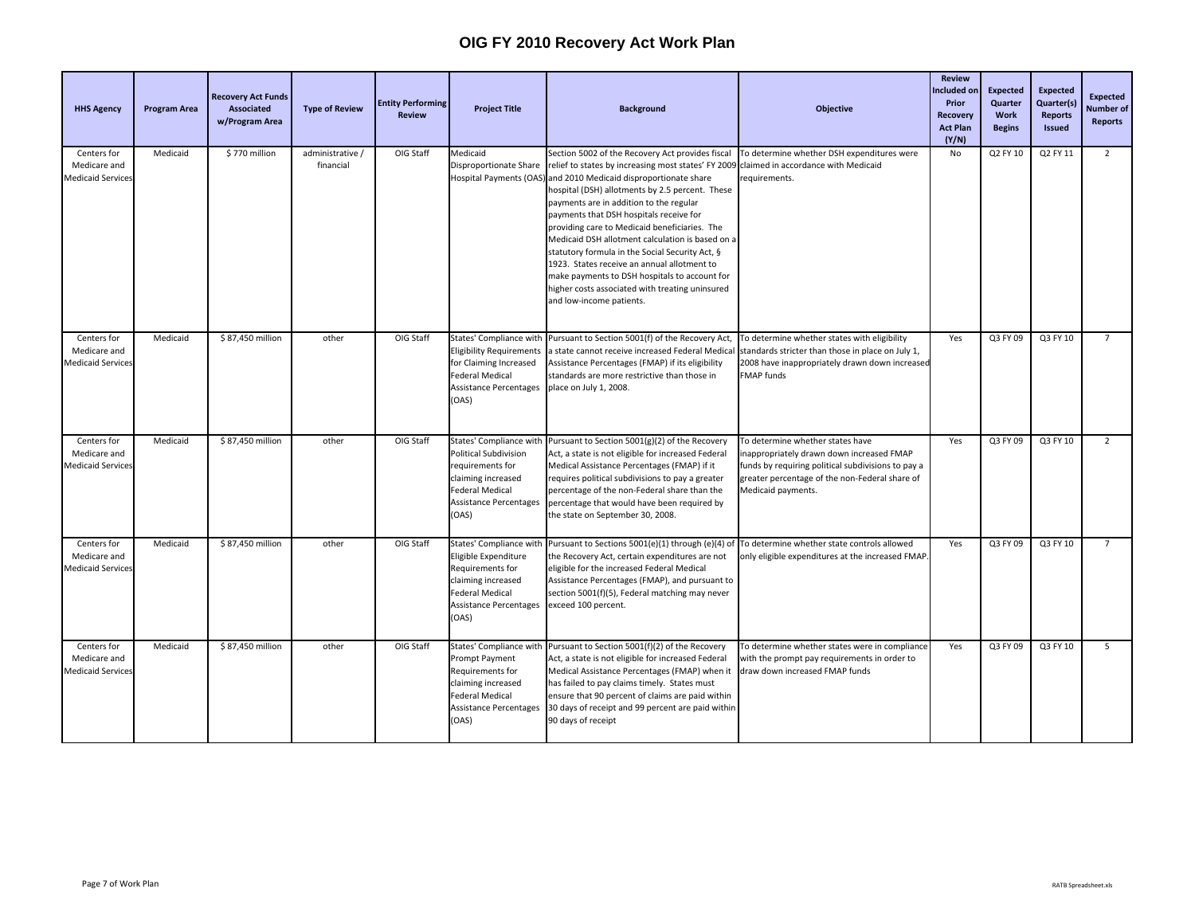# OIG FY 2010 Recovery Act Work Plan

| HHS Agency | Program Area | Recovery Act Funds Associated w/Program Area | Type of Review | Entity Performing Review | Project Title | Background | Objective | Review Included on Prior Recovery Act Plan (Y/N) | Expected Quarter Work Begins | Expected Quarter(s) Reports Issued | Expected Number of Reports |
|---|---|---|---|---|---|---|---|---|---|---|---|
| Centers for Medicare and Medicaid Services | Medicaid | $ 770 million | administrative / financial | OIG Staff | Medicaid Disproportionate Share Hospital Payments (OAS) | Section 5002 of the Recovery Act provides fiscal relief to states by increasing most states' FY 2009 and 2010 Medicaid disproportionate share hospital (DSH) allotments by 2.5 percent. These payments are in addition to the regular payments that DSH hospitals receive for providing care to Medicaid beneficiaries. The Medicaid DSH allotment calculation is based on a statutory formula in the Social Security Act, § 1923. States receive an annual allotment to make payments to DSH hospitals to account for higher costs associated with treating uninsured and low-income patients. | To determine whether DSH expenditures were claimed in accordance with Medicaid requirements. | No | Q2 FY 10 | Q2 FY 11 | 2 |
| Centers for Medicare and Medicaid Services | Medicaid | $ 87,450 million | other | OIG Staff | States' Compliance with Eligibility Requirements for Claiming Increased Federal Medical Assistance Percentages (OAS) | Pursuant to Section 5001(f) of the Recovery Act, a state cannot receive increased Federal Medical Assistance Percentages (FMAP) if its eligibility standards are more restrictive than those in place on July 1, 2008. | To determine whether states with eligibility standards stricter than those in place on July 1, 2008 have inappropriately drawn down increased FMAP funds | Yes | Q3 FY 09 | Q3 FY 10 | 7 |
| Centers for Medicare and Medicaid Services | Medicaid | $ 87,450 million | other | OIG Staff | States' Compliance with Political Subdivision requirements for claiming increased Federal Medical Assistance Percentages (OAS) | Pursuant to Section 5001(g)(2) of the Recovery Act, a state is not eligible for increased Federal Medical Assistance Percentages (FMAP) if it requires political subdivisions to pay a greater percentage of the non-Federal share than the percentage that would have been required by the state on September 30, 2008. | To determine whether states have inappropriately drawn down increased FMAP funds by requiring political subdivisions to pay a greater percentage of the non-Federal share of Medicaid payments. | Yes | Q3 FY 09 | Q3 FY 10 | 2 |
| Centers for Medicare and Medicaid Services | Medicaid | $ 87,450 million | other | OIG Staff | States' Compliance with Eligible Expenditure Requirements for claiming increased Federal Medical Assistance Percentages (OAS) | Pursuant to Sections 5001(e)(1) through (e)(4) of the Recovery Act, certain expenditures are not eligible for the increased Federal Medical Assistance Percentages (FMAP), and pursuant to section 5001(f)(5), Federal matching may never exceed 100 percent. | To determine whether state controls allowed only eligible expenditures at the increased FMAP. | Yes | Q3 FY 09 | Q3 FY 10 | 7 |
| Centers for Medicare and Medicaid Services | Medicaid | $ 87,450 million | other | OIG Staff | States' Compliance with Prompt Payment Requirements for claiming increased Federal Medical Assistance Percentages (OAS) | Pursuant to Section 5001(f)(2) of the Recovery Act, a state is not eligible for increased Federal Medical Assistance Percentages (FMAP) when it has failed to pay claims timely. States must ensure that 90 percent of claims are paid within 30 days of receipt and 99 percent are paid within 90 days of receipt | To determine whether states were in compliance with the prompt pay requirements in order to draw down increased FMAP funds | Yes | Q3 FY 09 | Q3 FY 10 | 5 |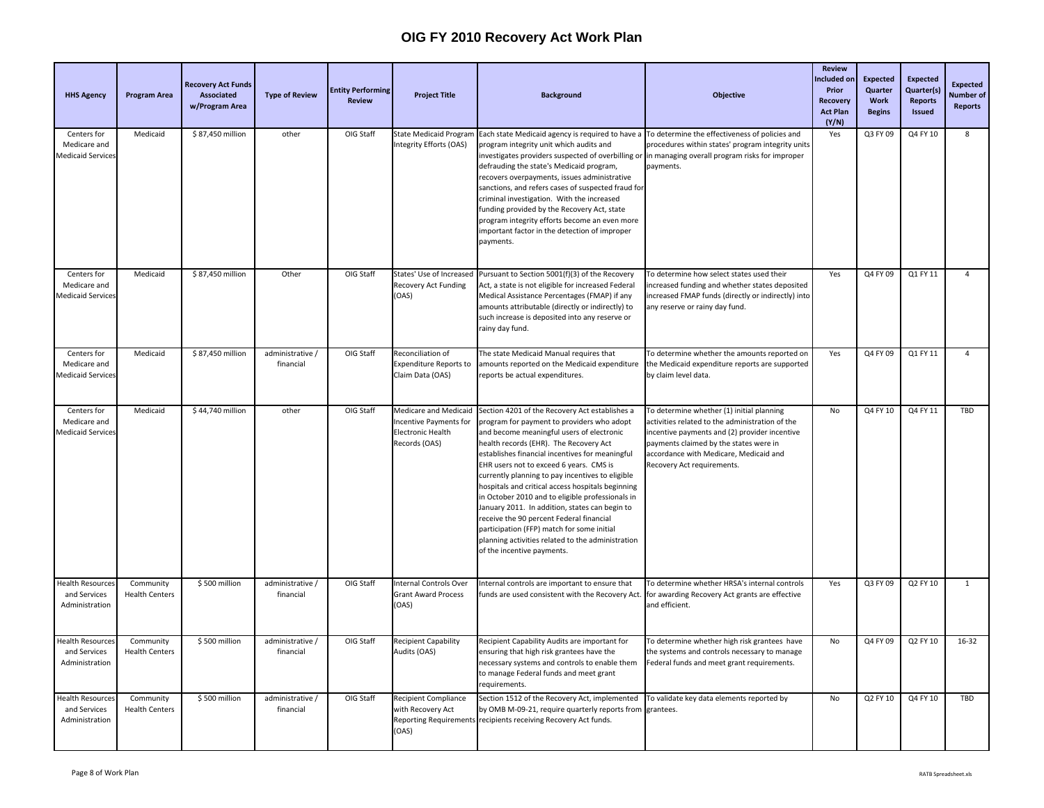# OIG FY 2010 Recovery Act Work Plan

| HHS Agency | Program Area | Recovery Act Funds Associated w/Program Area | Type of Review | Entity Performing Review | Project Title | Background | Objective | Review Included on Prior Recovery Act Plan (Y/N) | Expected Quarter Work Begins | Expected Quarter(s) Reports Issued | Expected Number of Reports |
|---|---|---|---|---|---|---|---|---|---|---|---|
| Centers for Medicare and Medicaid Services | Medicaid | $ 87,450 million | other | OIG Staff | State Medicaid Program Integrity Efforts (OAS) | Each state Medicaid agency is required to have a program integrity unit which audits and investigates providers suspected of overbilling or defrauding the state's Medicaid program, recovers overpayments, issues administrative sanctions, and refers cases of suspected fraud for criminal investigation. With the increased funding provided by the Recovery Act, state program integrity efforts become an even more important factor in the detection of improper payments. | To determine the effectiveness of policies and procedures within states' program integrity units in managing overall program risks for improper payments. | Yes | Q3 FY 09 | Q4 FY 10 | 8 |
| Centers for Medicare and Medicaid Services | Medicaid | $ 87,450 million | Other | OIG Staff | States' Use of Increased Recovery Act Funding (OAS) | Pursuant to Section 5001(f)(3) of the Recovery Act, a state is not eligible for increased Federal Medical Assistance Percentages (FMAP) if any amounts attributable (directly or indirectly) to such increase is deposited into any reserve or rainy day fund. | To determine how select states used their increased funding and whether states deposited increased FMAP funds (directly or indirectly) into any reserve or rainy day fund. | Yes | Q4 FY 09 | Q1 FY 11 | 4 |
| Centers for Medicare and Medicaid Services | Medicaid | $ 87,450 million | administrative / financial | OIG Staff | Reconciliation of Expenditure Reports to Claim Data (OAS) | The state Medicaid Manual requires that amounts reported on the Medicaid expenditure reports be actual expenditures. | To determine whether the amounts reported on the Medicaid expenditure reports are supported by claim level data. | Yes | Q4 FY 09 | Q1 FY 11 | 4 |
| Centers for Medicare and Medicaid Services | Medicaid | $ 44,740 million | other | OIG Staff | Medicare and Medicaid Incentive Payments for Electronic Health Records (OAS) | Section 4201 of the Recovery Act establishes a program for payment to providers who adopt and become meaningful users of electronic health records (EHR). The Recovery Act establishes financial incentives for meaningful EHR users not to exceed 6 years. CMS is currently planning to pay incentives to eligible hospitals and critical access hospitals beginning in October 2010 and to eligible professionals in January 2011. In addition, states can begin to receive the 90 percent Federal financial participation (FFP) match for some initial planning activities related to the administration of the incentive payments. | To determine whether (1) initial planning activities related to the administration of the incentive payments and (2) provider incentive payments claimed by the states were in accordance with Medicare, Medicaid and Recovery Act requirements. | No | Q4 FY 10 | Q4 FY 11 | TBD |
| Health Resources and Services Administration | Community Health Centers | $ 500 million | administrative / financial | OIG Staff | Internal Controls Over Grant Award Process (OAS) | Internal controls are important to ensure that funds are used consistent with the Recovery Act. | To determine whether HRSA's internal controls for awarding Recovery Act grants are effective and efficient. | Yes | Q3 FY 09 | Q2 FY 10 | 1 |
| Health Resources and Services Administration | Community Health Centers | $ 500 million | administrative / financial | OIG Staff | Recipient Capability Audits (OAS) | Recipient Capability Audits are important for ensuring that high risk grantees have the necessary systems and controls to enable them to manage Federal funds and meet grant requirements. | To determine whether high risk grantees have the systems and controls necessary to manage Federal funds and meet grant requirements. | No | Q4 FY 09 | Q2 FY 10 | 16-32 |
| Health Resources and Services Administration | Community Health Centers | $ 500 million | administrative / financial | OIG Staff | Recipient Compliance with Recovery Act Reporting Requirements (OAS) | Section 1512 of the Recovery Act, implemented by OMB M-09-21, require quarterly reports from recipients receiving Recovery Act funds. | To validate key data elements reported by grantees. | No | Q2 FY 10 | Q4 FY 10 | TBD |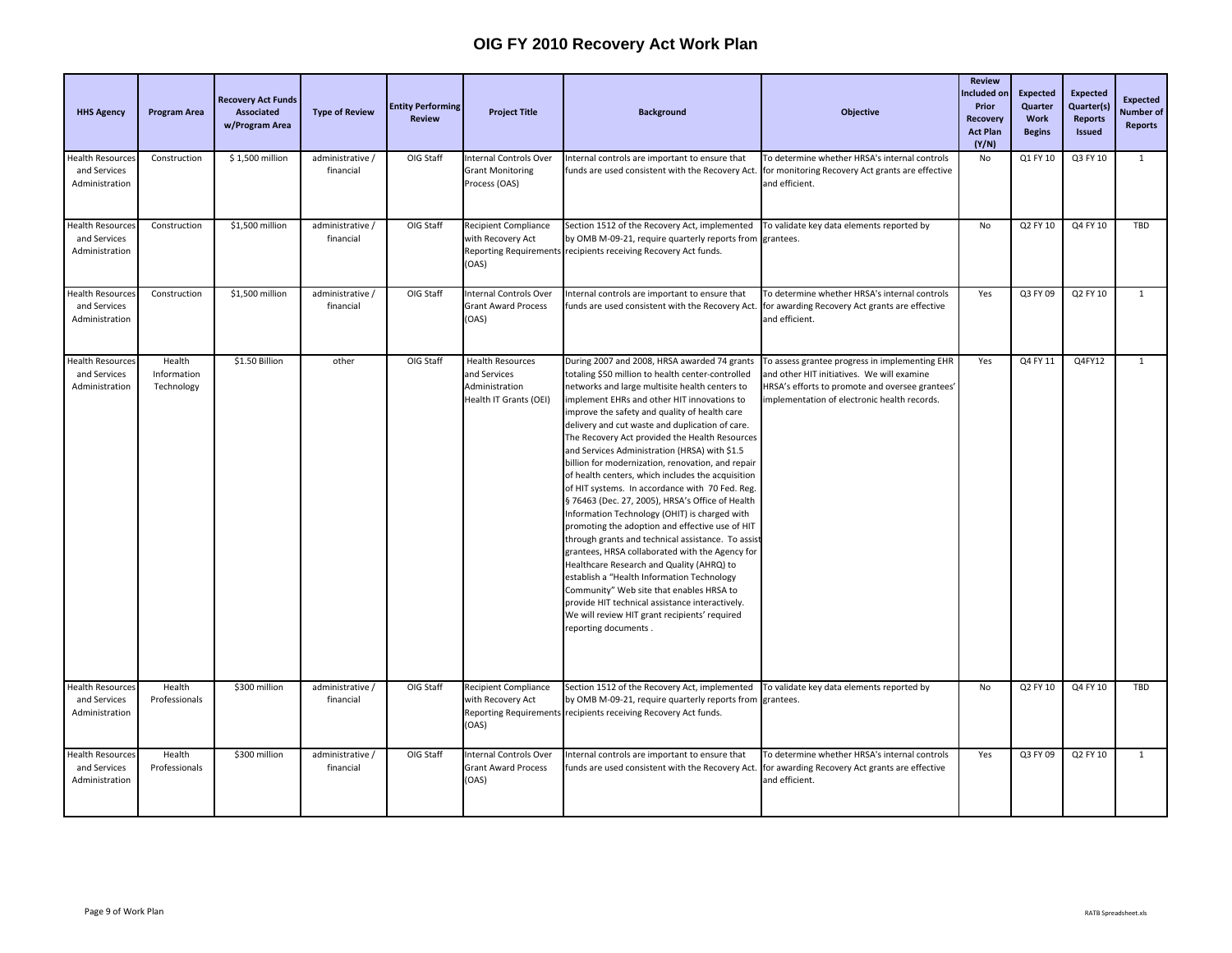# OIG FY 2010 Recovery Act Work Plan

| HHS Agency | Program Area | Recovery Act Funds Associated w/Program Area | Type of Review | Entity Performing Review | Project Title | Background | Objective | Review Included on Prior Recovery Act Plan (Y/N) | Expected Quarter Work Begins | Expected Quarter(s) Reports Issued | Expected Number of Reports |
|---|---|---|---|---|---|---|---|---|---|---|---|
| Health Resources and Services Administration | Construction | $ 1,500 million | administrative / financial | OIG Staff | Internal Controls Over Grant Monitoring Process (OAS) | Internal controls are important to ensure that funds are used consistent with the Recovery Act. | To determine whether HRSA's internal controls for monitoring Recovery Act grants are effective and efficient. | No | Q1 FY 10 | Q3 FY 10 | 1 |
| Health Resources and Services Administration | Construction | $1,500 million | administrative / financial | OIG Staff | Recipient Compliance with Recovery Act Reporting Requirements (OAS) | Section 1512 of the Recovery Act, implemented by OMB M-09-21, require quarterly reports from recipients receiving Recovery Act funds. | To validate key data elements reported by grantees. | No | Q2 FY 10 | Q4 FY 10 | TBD |
| Health Resources and Services Administration | Construction | $1,500 million | administrative / financial | OIG Staff | Internal Controls Over Grant Award Process (OAS) | Internal controls are important to ensure that funds are used consistent with the Recovery Act. | To determine whether HRSA's internal controls for awarding Recovery Act grants are effective and efficient. | Yes | Q3 FY 09 | Q2 FY 10 | 1 |
| Health Resources and Services Administration | Health Information Technology | $1.50 Billion | other | OIG Staff | Health Resources and Services Administration Health IT Grants (OEI) | During 2007 and 2008, HRSA awarded 74 grants totaling $50 million to health center-controlled networks and large multisite health centers to implement EHRs and other HIT innovations to improve the safety and quality of health care delivery and cut waste and duplication of care. The Recovery Act provided the Health Resources and Services Administration (HRSA) with $1.5 billion for modernization, renovation, and repair of health centers, which includes the acquisition of HIT systems. In accordance with 70 Fed. Reg. § 76463 (Dec. 27, 2005), HRSA's Office of Health Information Technology (OHIT) is charged with promoting the adoption and effective use of HIT through grants and technical assistance. To assist grantees, HRSA collaborated with the Agency for Healthcare Research and Quality (AHRQ) to establish a "Health Information Technology Community" Web site that enables HRSA to provide HIT technical assistance interactively. We will review HIT grant recipients' required reporting documents . | To assess grantee progress in implementing EHR and other HIT initiatives. We will examine HRSA's efforts to promote and oversee grantees' implementation of electronic health records. | Yes | Q4 FY 11 | Q4FY12 | 1 |
| Health Resources and Services Administration | Health Professionals | $300 million | administrative / financial | OIG Staff | Recipient Compliance with Recovery Act Reporting Requirements (OAS) | Section 1512 of the Recovery Act, implemented by OMB M-09-21, require quarterly reports from recipients receiving Recovery Act funds. | To validate key data elements reported by grantees. | No | Q2 FY 10 | Q4 FY 10 | TBD |
| Health Resources and Services Administration | Health Professionals | $300 million | administrative / financial | OIG Staff | Internal Controls Over Grant Award Process (OAS) | Internal controls are important to ensure that funds are used consistent with the Recovery Act. | To determine whether HRSA's internal controls for awarding Recovery Act grants are effective and efficient. | Yes | Q3 FY 09 | Q2 FY 10 | 1 |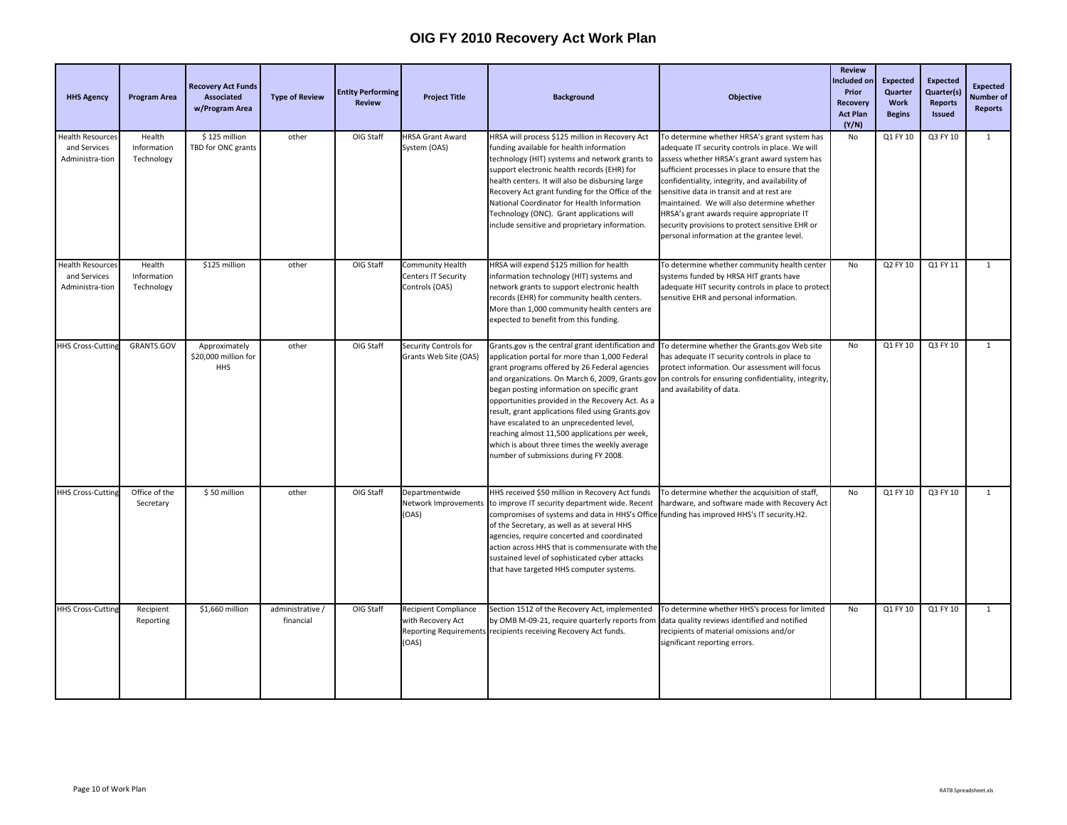# OIG FY 2010 Recovery Act Work Plan

| HHS Agency | Program Area | Recovery Act Funds Associated w/Program Area | Type of Review | Entity Performing Review | Project Title | Background | Objective | Review Included on Prior Recovery Act Plan (Y/N) | Expected Quarter Work Begins | Expected Quarter(s) Reports Issued | Expected Number of Reports |
|---|---|---|---|---|---|---|---|---|---|---|---|
| Health Resources and Services Administra-tion | Health Information Technology | $ 125 million TBD for ONC grants | other | OIG Staff | HRSA Grant Award System (OAS) | HRSA will process $125 million in Recovery Act funding available for health information technology (HIT) systems and network grants to support electronic health records (EHR) for health centers. It will also be disbursing large Recovery Act grant funding for the Office of the National Coordinator for Health Information Technology (ONC). Grant applications will include sensitive and proprietary information. | To determine whether HRSA's grant system has adequate IT security controls in place. We will assess whether HRSA's grant award system has sufficient processes in place to ensure that the confidentiality, integrity, and availability of sensitive data in transit and at rest are maintained. We will also determine whether HRSA's grant awards require appropriate IT security provisions to protect sensitive EHR or personal information at the grantee level. | No | Q1 FY 10 | Q3 FY 10 | 1 |
| Health Resources and Services Administra-tion | Health Information Technology | $125 million | other | OIG Staff | Community Health Centers IT Security Controls (OAS) | HRSA will expend $125 million for health information technology (HIT) systems and network grants to support electronic health records (EHR) for community health centers. More than 1,000 community health centers are expected to benefit from this funding. | To determine whether community health center systems funded by HRSA HIT grants have adequate HIT security controls in place to protect sensitive EHR and personal information. | No | Q2 FY 10 | Q1 FY 11 | 1 |
| HHS Cross-Cutting | GRANTS.GOV | Approximately $20,000 million for HHS | other | OIG Staff | Security Controls for Grants Web Site (OAS) | Grants.gov is the central grant identification and application portal for more than 1,000 Federal grant programs offered by 26 Federal agencies and organizations. On March 6, 2009, Grants.gov began posting information on specific grant opportunities provided in the Recovery Act. As a result, grant applications filed using Grants.gov have escalated to an unprecedented level, reaching almost 11,500 applications per week, which is about three times the weekly average number of submissions during FY 2008. | To determine whether the Grants.gov Web site has adequate IT security controls in place to protect information. Our assessment will focus on controls for ensuring confidentiality, integrity, and availability of data. | No | Q1 FY 10 | Q3 FY 10 | 1 |
| HHS Cross-Cutting | Office of the Secretary | $ 50 million | other | OIG Staff | Departmentwide Network Improvements (OAS) | HHS received $50 million in Recovery Act funds to improve IT security department wide. Recent compromises of systems and data in HHS's Office of the Secretary, as well as at several HHS agencies, require concerted and coordinated action across HHS that is commensurate with the sustained level of sophisticated cyber attacks that have targeted HHS computer systems. | To determine whether the acquisition of staff, hardware, and software made with Recovery Act funding has improved HHS's IT security.H2. | No | Q1 FY 10 | Q3 FY 10 | 1 |
| HHS Cross-Cutting | Recipient Reporting | $1,660 million | administrative / financial | OIG Staff | Recipient Compliance with Recovery Act Reporting Requirements (OAS) | Section 1512 of the Recovery Act, implemented by OMB M-09-21, require quarterly reports from recipients receiving Recovery Act funds. | To determine whether HHS's process for limited data quality reviews identified and notified recipients of material omissions and/or significant reporting errors. | No | Q1 FY 10 | Q1 FY 10 | 1 |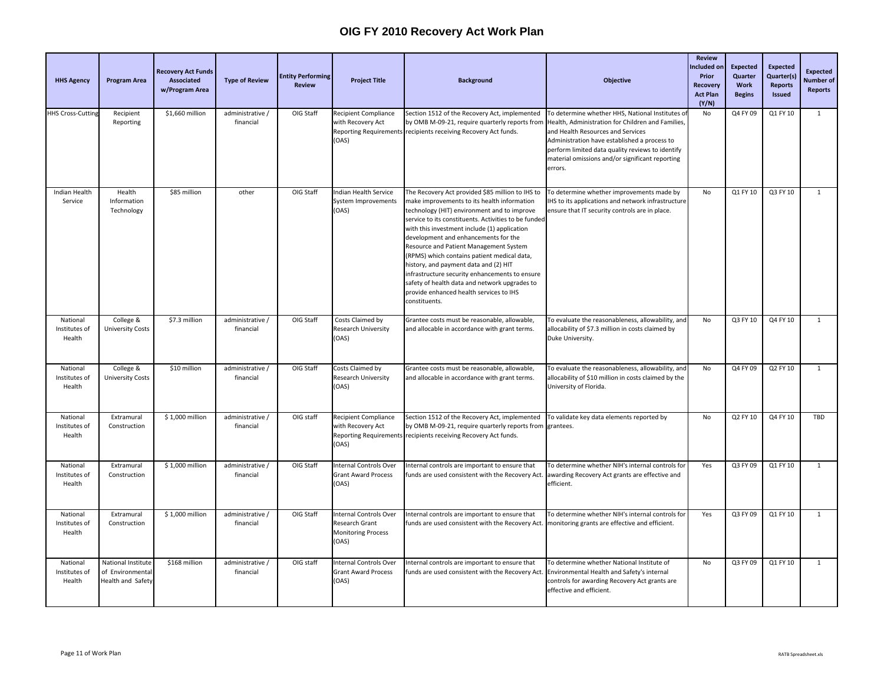# OIG FY 2010 Recovery Act Work Plan

| HHS Agency | Program Area | Recovery Act Funds Associated w/Program Area | Type of Review | Entity Performing Review | Project Title | Background | Objective | Review Included on Prior Recovery Act Plan (Y/N) | Expected Quarter Work Begins | Expected Quarter(s) Reports Issued | Expected Number of Reports |
|---|---|---|---|---|---|---|---|---|---|---|---|
| HHS Cross-Cutting | Recipient Reporting | $1,660 million | administrative / financial | OIG Staff | Recipient Compliance with Recovery Act Reporting Requirements (OAS) | Section 1512 of the Recovery Act, implemented by OMB M-09-21, require quarterly reports from recipients receiving Recovery Act funds. | To determine whether HHS, National Institutes of Health, Administration for Children and Families, and Health Resources and Services Administration have established a process to perform limited data quality reviews to identify material omissions and/or significant reporting errors. | No | Q4 FY 09 | Q1 FY 10 | 1 |
| Indian Health Service | Health Information Technology | $85 million | other | OIG Staff | Indian Health Service System Improvements (OAS) | The Recovery Act provided $85 million to IHS to make improvements to its health information technology (HIT) environment and to improve service to its constituents. Activities to be funded with this investment include (1) application development and enhancements for the Resource and Patient Management System (RPMS) which contains patient medical data, history, and payment data and (2) HIT infrastructure security enhancements to ensure safety of health data and network upgrades to provide enhanced health services to IHS constituents. | To determine whether improvements made by IHS to its applications and network infrastructure ensure that IT security controls are in place. | No | Q1 FY 10 | Q3 FY 10 | 1 |
| National Institutes of Health | College & University Costs | $7.3 million | administrative / financial | OIG Staff | Costs Claimed by Research University (OAS) | Grantee costs must be reasonable, allowable, and allocable in accordance with grant terms. | To evaluate the reasonableness, allowability, and allocability of $7.3 million in costs claimed by Duke University. | No | Q3 FY 10 | Q4 FY 10 | 1 |
| National Institutes of Health | College & University Costs | $10 million | administrative / financial | OIG Staff | Costs Claimed by Research University (OAS) | Grantee costs must be reasonable, allowable, and allocable in accordance with grant terms. | To evaluate the reasonableness, allowability, and allocability of $10 million in costs claimed by the University of Florida. | No | Q4 FY 09 | Q2 FY 10 | 1 |
| National Institutes of Health | Extramural Construction | $ 1,000 million | administrative / financial | OIG staff | Recipient Compliance with Recovery Act Reporting Requirements (OAS) | Section 1512 of the Recovery Act, implemented by OMB M-09-21, require quarterly reports from recipients receiving Recovery Act funds. | To validate key data elements reported by grantees. | No | Q2 FY 10 | Q4 FY 10 | TBD |
| National Institutes of Health | Extramural Construction | $ 1,000 million | administrative / financial | OIG Staff | Internal Controls Over Grant Award Process (OAS) | Internal controls are important to ensure that funds are used consistent with the Recovery Act. | To determine whether NIH's internal controls for awarding Recovery Act grants are effective and efficient. | Yes | Q3 FY 09 | Q1 FY 10 | 1 |
| National Institutes of Health | Extramural Construction | $ 1,000 million | administrative / financial | OIG Staff | Internal Controls Over Research Grant Monitoring Process (OAS) | Internal controls are important to ensure that funds are used consistent with the Recovery Act. | To determine whether NIH's internal controls for monitoring grants are effective and efficient. | Yes | Q3 FY 09 | Q1 FY 10 | 1 |
| National Institutes of Health | National Institute of Environmental Health and Safety | $168 million | administrative / financial | OIG staff | Internal Controls Over Grant Award Process (OAS) | Internal controls are important to ensure that funds are used consistent with the Recovery Act. | To determine whether National Institute of Environmental Health and Safety's internal controls for awarding Recovery Act grants are effective and efficient. | No | Q3 FY 09 | Q1 FY 10 | 1 |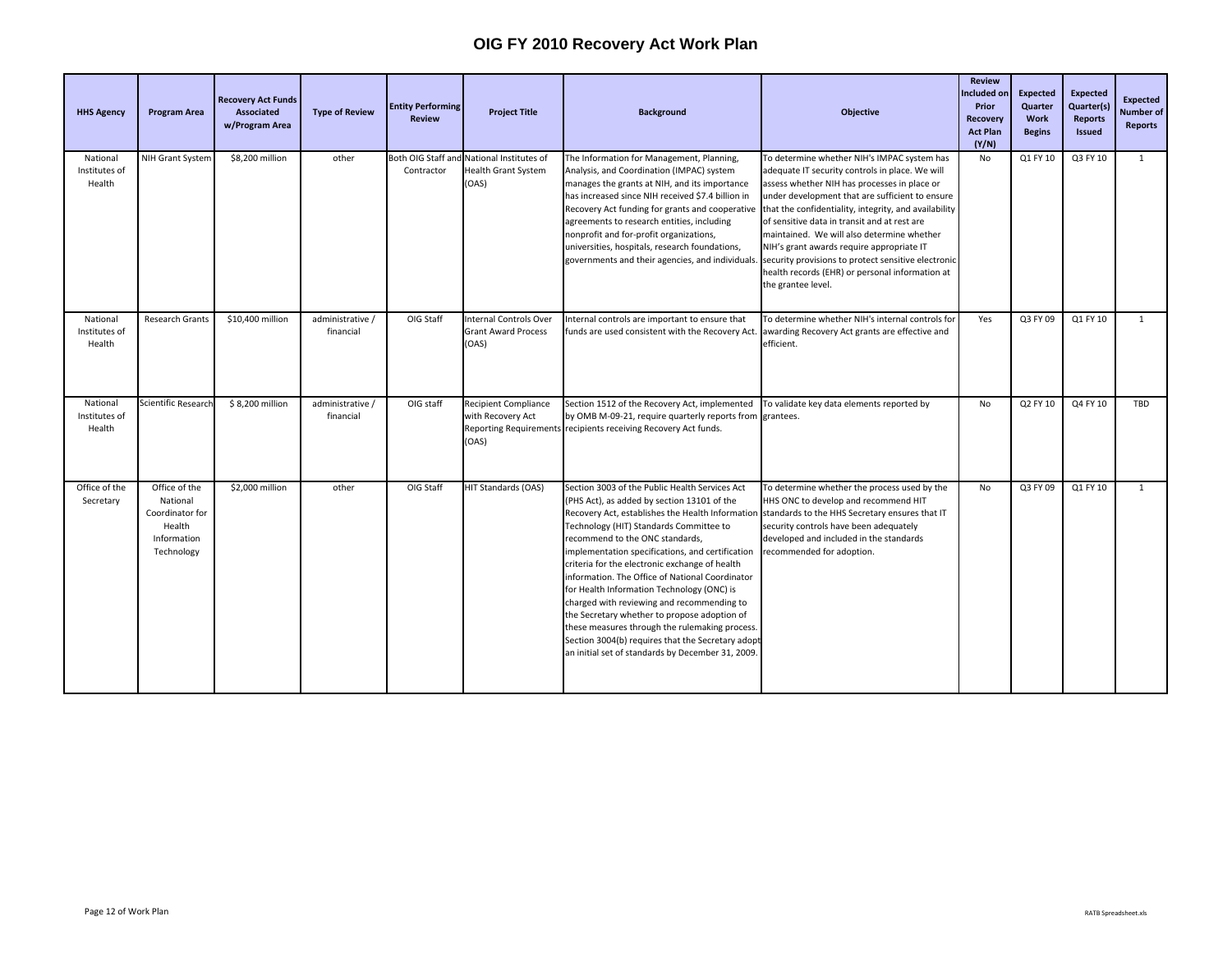# OIG FY 2010 Recovery Act Work Plan

| HHS Agency | Program Area | Recovery Act Funds Associated w/Program Area | Type of Review | Entity Performing Review | Project Title | Background | Objective | Review Included on Prior Recovery Act Plan (Y/N) | Expected Quarter Work Begins | Expected Quarter(s) Reports Issued | Expected Number of Reports |
|---|---|---|---|---|---|---|---|---|---|---|---|
| National Institutes of Health | NIH Grant System | $8,200 million | other | Both OIG Staff and Contractor | National Institutes of Health Grant System (OAS) | The Information for Management, Planning, Analysis, and Coordination (IMPAC) system manages the grants at NIH, and its importance has increased since NIH received $7.4 billion in Recovery Act funding for grants and cooperative agreements to research entities, including nonprofit and for-profit organizations, universities, hospitals, research foundations, governments and their agencies, and individuals. | To determine whether NIH's IMPAC system has adequate IT security controls in place. We will assess whether NIH has processes in place or under development that are sufficient to ensure that the confidentiality, integrity, and availability of sensitive data in transit and at rest are maintained. We will also determine whether NIH's grant awards require appropriate IT security provisions to protect sensitive electronic health records (EHR) or personal information at the grantee level. | No | Q1 FY 10 | Q3 FY 10 | 1 |
| National Institutes of Health | Research Grants | $10,400 million | administrative / financial | OIG Staff | Internal Controls Over Grant Award Process (OAS) | Internal controls are important to ensure that funds are used consistent with the Recovery Act. | To determine whether NIH's internal controls for awarding Recovery Act grants are effective and efficient. | Yes | Q3 FY 09 | Q1 FY 10 | 1 |
| National Institutes of Health | Scientific Research | $ 8,200 million | administrative / financial | OIG staff | Recipient Compliance with Recovery Act Reporting Requirements (OAS) | Section 1512 of the Recovery Act, implemented by OMB M-09-21, require quarterly reports from recipients receiving Recovery Act funds. | To validate key data elements reported by grantees. | No | Q2 FY 10 | Q4 FY 10 | TBD |
| Office of the Secretary | Office of the National Coordinator for Health Information Technology | $2,000 million | other | OIG Staff | HIT Standards (OAS) | Section 3003 of the Public Health Services Act (PHS Act), as added by section 13101 of the Recovery Act, establishes the Health Information Technology (HIT) Standards Committee to recommend to the ONC standards, implementation specifications, and certification criteria for the electronic exchange of health information. The Office of National Coordinator for Health Information Technology (ONC) is charged with reviewing and recommending to the Secretary whether to propose adoption of these measures through the rulemaking process. Section 3004(b) requires that the Secretary adopt an initial set of standards by December 31, 2009. | To determine whether the process used by the HHS ONC to develop and recommend HIT standards to the HHS Secretary ensures that IT security controls have been adequately developed and included in the standards recommended for adoption. | No | Q3 FY 09 | Q1 FY 10 | 1 |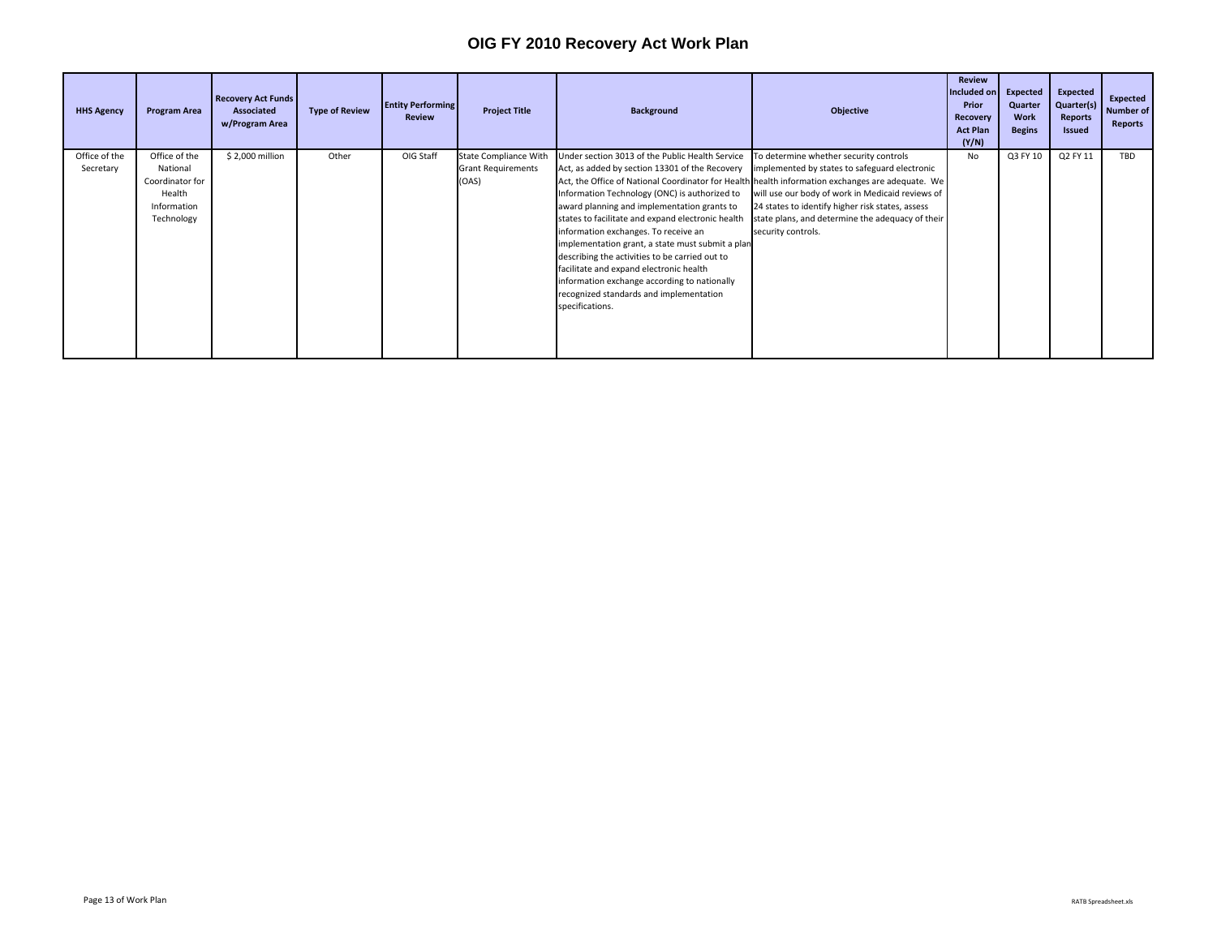# OIG FY 2010 Recovery Act Work Plan

| HHS Agency | Program Area | Recovery Act Funds Associated w/Program Area | Type of Review | Entity Performing Review | Project Title | Background | Objective | Review Included on Prior Recovery Act Plan (Y/N) | Expected Quarter Work Begins | Expected Quarter(s) Reports Issued | Expected Number of Reports |
|---|---|---|---|---|---|---|---|---|---|---|---|
| Office of the Secretary | Office of the National Coordinator for Health Information Technology | $ 2,000 million | Other | OIG Staff | State Compliance With Grant Requirements (OAS) | Under section 3013 of the Public Health Service Act, as added by section 13301 of the Recovery Act, the Office of National Coordinator for Health Information Technology (ONC) is authorized to award planning and implementation grants to states to facilitate and expand electronic health information exchanges. To receive an implementation grant, a state must submit a plan describing the activities to be carried out to facilitate and expand electronic health information exchange according to nationally recognized standards and implementation specifications. | To determine whether security controls implemented by states to safeguard electronic health information exchanges are adequate. We will use our body of work in Medicaid reviews of 24 states to identify higher risk states, assess state plans, and determine the adequacy of their security controls. | No | Q3 FY 10 | Q2 FY 11 | TBD |